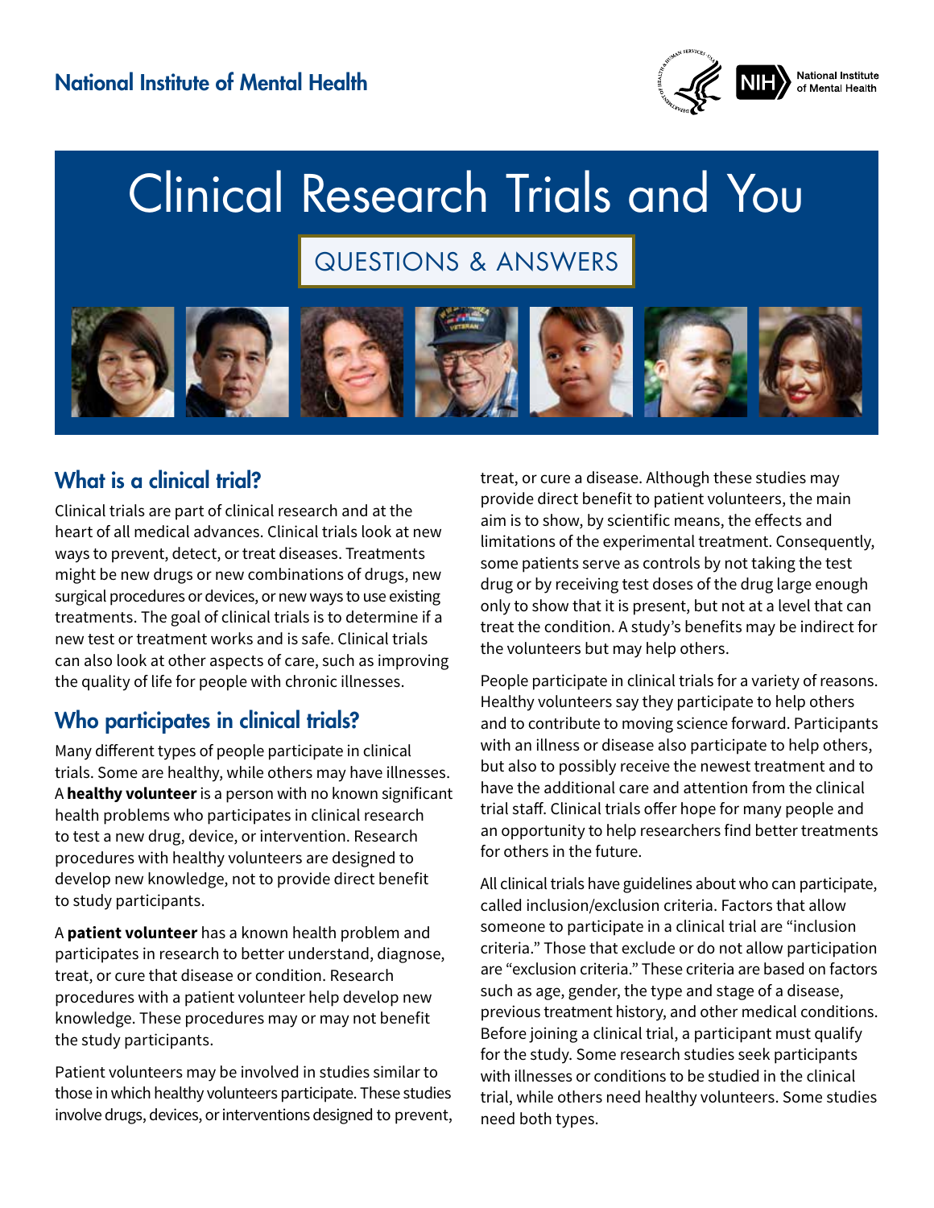National Institute of Mental Health

# Clinical Research Trials and You

QUESTIONS & ANSWERS

## What is a clinical trial?

Clinical trials are part of clinical research and at the heart of all medical advances. Clinical trials look at new ways to prevent, detect, or treat diseases. Treatments might be new drugs or new combinations of drugs, new surgical procedures or devices, or new ways to use existing treatments. The goal of clinical trials is to determine if a new test or treatment works and is safe. Clinical trials can also look at other aspects of care, such as improving the quality of life for people with chronic illnesses.

## Who participates in clinical trials?

Many different types of people participate in clinical trials. Some are healthy, while others may have illnesses. A **healthy volunteer** is a person with no known significant health problems who participates in clinical research to test a new drug, device, or intervention. Research procedures with healthy volunteers are designed to develop new knowledge, not to provide direct benefit to study participants.

A **patient volunteer** has a known health problem and participates in research to better understand, diagnose, treat, or cure that disease or condition. Research procedures with a patient volunteer help develop new knowledge. These procedures may or may not benefit the study participants.

Patient volunteers may be involved in studies similar to those in which healthy volunteers participate. These studies involve drugs, devices, or interventions designed to prevent, treat, or cure a disease. Although these studies may provide direct benefit to patient volunteers, the main aim is to show, by scientific means, the effects and limitations of the experimental treatment. Consequently, some patients serve as controls by not taking the test drug or by receiving test doses of the drug large enough only to show that it is present, but not at a level that can treat the condition. A study's benefits may be indirect for the volunteers but may help others.

People participate in clinical trials for a variety of reasons. Healthy volunteers say they participate to help others and to contribute to moving science forward. Participants with an illness or disease also participate to help others, but also to possibly receive the newest treatment and to have the additional care and attention from the clinical trial staff. Clinical trials offer hope for many people and an opportunity to help researchers find better treatments for others in the future.

All clinical trials have guidelines about who can participate, called inclusion/exclusion criteria. Factors that allow someone to participate in a clinical trial are "inclusion criteria." Those that exclude or do not allow participation are "exclusion criteria." These criteria are based on factors such as age, gender, the type and stage of a disease, previous treatment history, and other medical conditions. Before joining a clinical trial, a participant must qualify for the study. Some research studies seek participants with illnesses or conditions to be studied in the clinical trial, while others need healthy volunteers. Some studies need both types.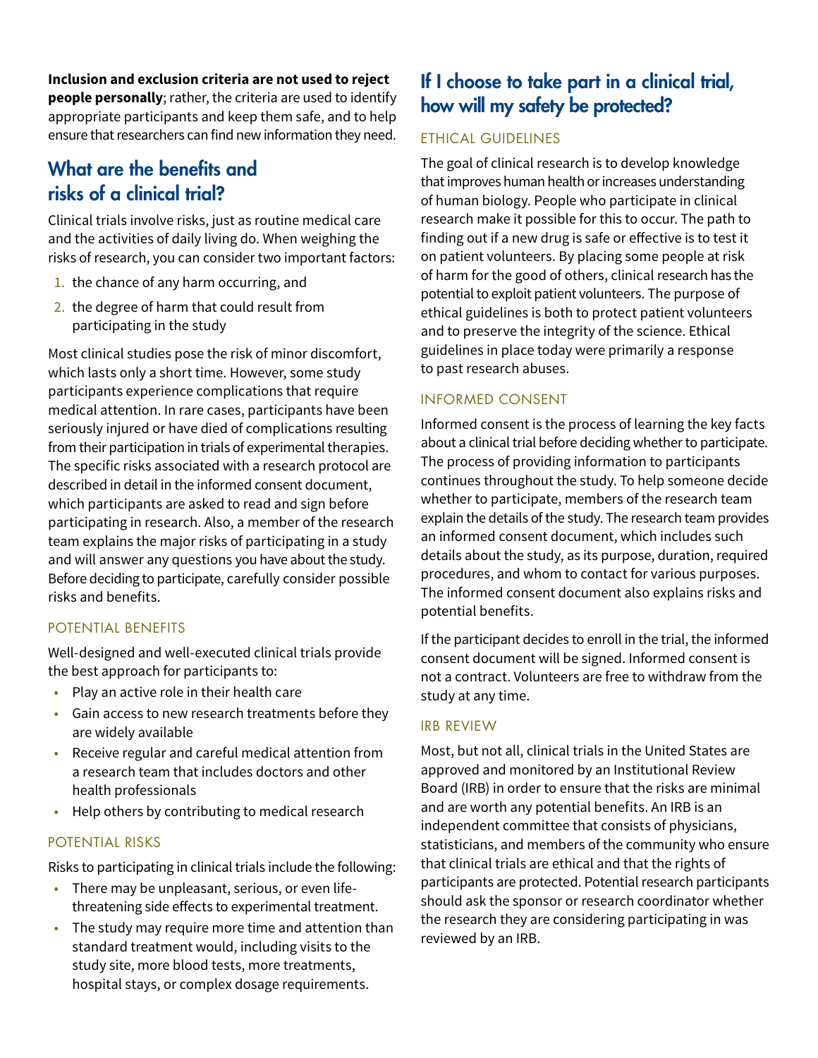**Inclusion and exclusion criteria are not used to reject people personally**; rather, the criteria are used to identify appropriate participants and keep them safe, and to help ensure that researchers can find new information they need.

## What are the benefits and risks of a clinical trial?

Clinical trials involve risks, just as routine medical care and the activities of daily living do. When weighing the risks of research, you can consider two important factors:

1. the chance of any harm occurring, and
2. the degree of harm that could result from participating in the study

Most clinical studies pose the risk of minor discomfort, which lasts only a short time. However, some study participants experience complications that require medical attention. In rare cases, participants have been seriously injured or have died of complications resulting from their participation in trials of experimental therapies. The specific risks associated with a research protocol are described in detail in the informed consent document, which participants are asked to read and sign before participating in research. Also, a member of the research team explains the major risks of participating in a study and will answer any questions you have about the study. Before deciding to participate, carefully consider possible risks and benefits.

### POTENTIAL BENEFITS

Well-designed and well-executed clinical trials provide the best approach for participants to:

- Play an active role in their health care
- Gain access to new research treatments before they are widely available
- Receive regular and careful medical attention from a research team that includes doctors and other health professionals
- Help others by contributing to medical research

### POTENTIAL RISKS

Risks to participating in clinical trials include the following:

- There may be unpleasant, serious, or even life-threatening side effects to experimental treatment.
- The study may require more time and attention than standard treatment would, including visits to the study site, more blood tests, more treatments, hospital stays, or complex dosage requirements.

## If I choose to take part in a clinical trial, how will my safety be protected?

### ETHICAL GUIDELINES

The goal of clinical research is to develop knowledge that improves human health or increases understanding of human biology. People who participate in clinical research make it possible for this to occur. The path to finding out if a new drug is safe or effective is to test it on patient volunteers. By placing some people at risk of harm for the good of others, clinical research has the potential to exploit patient volunteers. The purpose of ethical guidelines is both to protect patient volunteers and to preserve the integrity of the science. Ethical guidelines in place today were primarily a response to past research abuses.

### INFORMED CONSENT

Informed consent is the process of learning the key facts about a clinical trial before deciding whether to participate. The process of providing information to participants continues throughout the study. To help someone decide whether to participate, members of the research team explain the details of the study. The research team provides an informed consent document, which includes such details about the study, as its purpose, duration, required procedures, and whom to contact for various purposes. The informed consent document also explains risks and potential benefits.

If the participant decides to enroll in the trial, the informed consent document will be signed. Informed consent is not a contract. Volunteers are free to withdraw from the study at any time.

### IRB REVIEW

Most, but not all, clinical trials in the United States are approved and monitored by an Institutional Review Board (IRB) in order to ensure that the risks are minimal and are worth any potential benefits. An IRB is an independent committee that consists of physicians, statisticians, and members of the community who ensure that clinical trials are ethical and that the rights of participants are protected. Potential research participants should ask the sponsor or research coordinator whether the research they are considering participating in was reviewed by an IRB.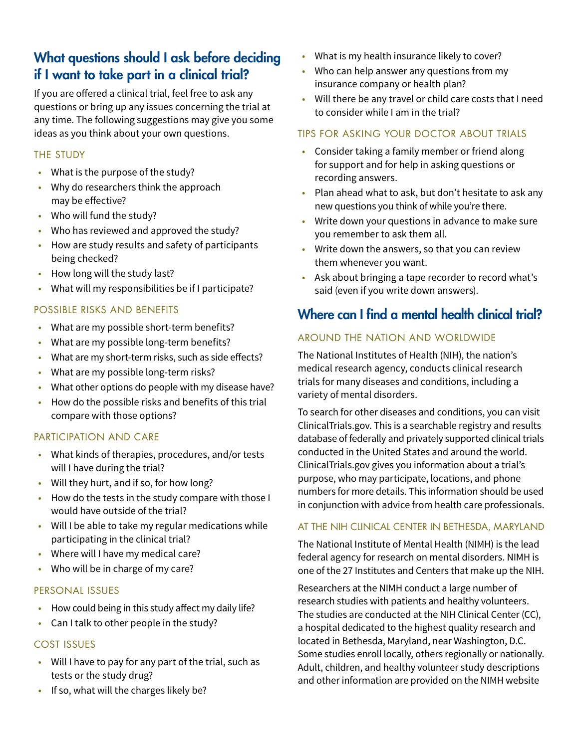## What questions should I ask before deciding if I want to take part in a clinical trial?

If you are offered a clinical trial, feel free to ask any questions or bring up any issues concerning the trial at any time. The following suggestions may give you some ideas as you think about your own questions.

### THE STUDY

- What is the purpose of the study?
- Why do researchers think the approach may be effective?
- Who will fund the study?
- Who has reviewed and approved the study?
- How are study results and safety of participants being checked?
- How long will the study last?
- What will my responsibilities be if I participate?

### POSSIBLE RISKS AND BENEFITS

- What are my possible short-term benefits?
- What are my possible long-term benefits?
- What are my short-term risks, such as side effects?
- What are my possible long-term risks?
- What other options do people with my disease have?
- How do the possible risks and benefits of this trial compare with those options?

### PARTICIPATION AND CARE

- What kinds of therapies, procedures, and/or tests will I have during the trial?
- Will they hurt, and if so, for how long?
- How do the tests in the study compare with those I would have outside of the trial?
- Will I be able to take my regular medications while participating in the clinical trial?
- Where will I have my medical care?
- Who will be in charge of my care?

### PERSONAL ISSUES

- How could being in this study affect my daily life?
- Can I talk to other people in the study?

### COST ISSUES

- Will I have to pay for any part of the trial, such as tests or the study drug?
- If so, what will the charges likely be?
- What is my health insurance likely to cover?
- Who can help answer any questions from my insurance company or health plan?
- Will there be any travel or child care costs that I need to consider while I am in the trial?

### TIPS FOR ASKING YOUR DOCTOR ABOUT TRIALS

- Consider taking a family member or friend along for support and for help in asking questions or recording answers.
- Plan ahead what to ask, but don't hesitate to ask any new questions you think of while you're there.
- Write down your questions in advance to make sure you remember to ask them all.
- Write down the answers, so that you can review them whenever you want.
- Ask about bringing a tape recorder to record what's said (even if you write down answers).

## Where can I find a mental health clinical trial?

### AROUND THE NATION AND WORLDWIDE

The National Institutes of Health (NIH), the nation's medical research agency, conducts clinical research trials for many diseases and conditions, including a variety of mental disorders.

To search for other diseases and conditions, you can visit ClinicalTrials.gov. This is a searchable registry and results database of federally and privately supported clinical trials conducted in the United States and around the world. ClinicalTrials.gov gives you information about a trial's purpose, who may participate, locations, and phone numbers for more details. This information should be used in conjunction with advice from health care professionals.

### AT THE NIH CLINICAL CENTER IN BETHESDA, MARYLAND

The National Institute of Mental Health (NIMH) is the lead federal agency for research on mental disorders. NIMH is one of the 27 Institutes and Centers that make up the NIH.

Researchers at the NIMH conduct a large number of research studies with patients and healthy volunteers. The studies are conducted at the NIH Clinical Center (CC), a hospital dedicated to the highest quality research and located in Bethesda, Maryland, near Washington, D.C. Some studies enroll locally, others regionally or nationally. Adult, children, and healthy volunteer study descriptions and other information are provided on the NIMH website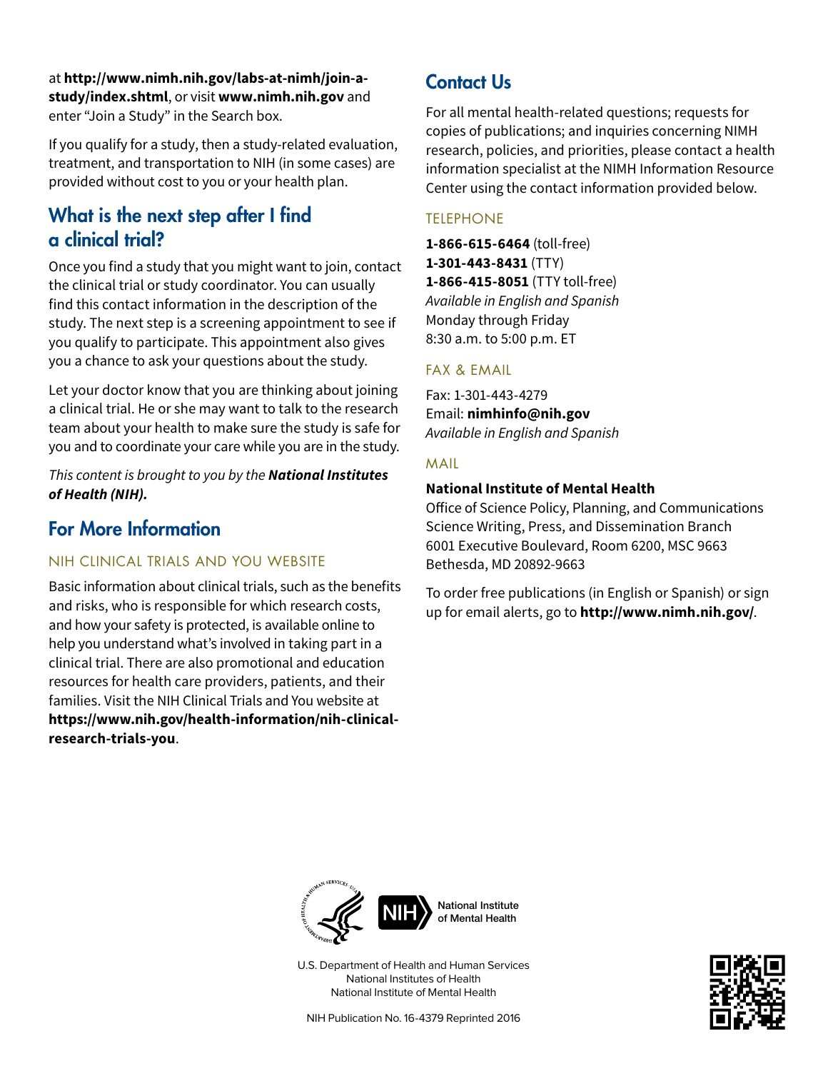at **http://www.nimh.nih.gov/labs-at-nimh/join-a-study/index.shtml**, or visit **www.nimh.nih.gov** and enter "Join a Study" in the Search box.

If you qualify for a study, then a study-related evaluation, treatment, and transportation to NIH (in some cases) are provided without cost to you or your health plan.

## What is the next step after I find a clinical trial?

Once you find a study that you might want to join, contact the clinical trial or study coordinator. You can usually find this contact information in the description of the study. The next step is a screening appointment to see if you qualify to participate. This appointment also gives you a chance to ask your questions about the study.

Let your doctor know that you are thinking about joining a clinical trial. He or she may want to talk to the research team about your health to make sure the study is safe for you and to coordinate your care while you are in the study.

*This content is brought to you by the **National Institutes of Health (NIH).***

## For More Information

### NIH CLINICAL TRIALS AND YOU WEBSITE

Basic information about clinical trials, such as the benefits and risks, who is responsible for which research costs, and how your safety is protected, is available online to help you understand what's involved in taking part in a clinical trial. There are also promotional and education resources for health care providers, patients, and their families. Visit the NIH Clinical Trials and You website at **https://www.nih.gov/health-information/nih-clinical-research-trials-you**.

## Contact Us

For all mental health-related questions; requests for copies of publications; and inquiries concerning NIMH research, policies, and priorities, please contact a health information specialist at the NIMH Information Resource Center using the contact information provided below.

### TELEPHONE

**1-866-615-6464** (toll-free)
**1-301-443-8431** (TTY)
**1-866-415-8051** (TTY toll-free)
*Available in English and Spanish*
Monday through Friday
8:30 a.m. to 5:00 p.m. ET

### FAX & EMAIL

Fax: 1-301-443-4279
Email: **nimhinfo@nih.gov**
*Available in English and Spanish*

### MAIL

**National Institute of Mental Health**
Office of Science Policy, Planning, and Communications
Science Writing, Press, and Dissemination Branch
6001 Executive Boulevard, Room 6200, MSC 9663
Bethesda, MD 20892-9663

To order free publications (in English or Spanish) or sign up for email alerts, go to **http://www.nimh.nih.gov/**.

NIH National Institute of Mental Health

U.S. Department of Health and Human Services
National Institutes of Health
National Institute of Mental Health

NIH Publication No. 16-4379 Reprinted 2016